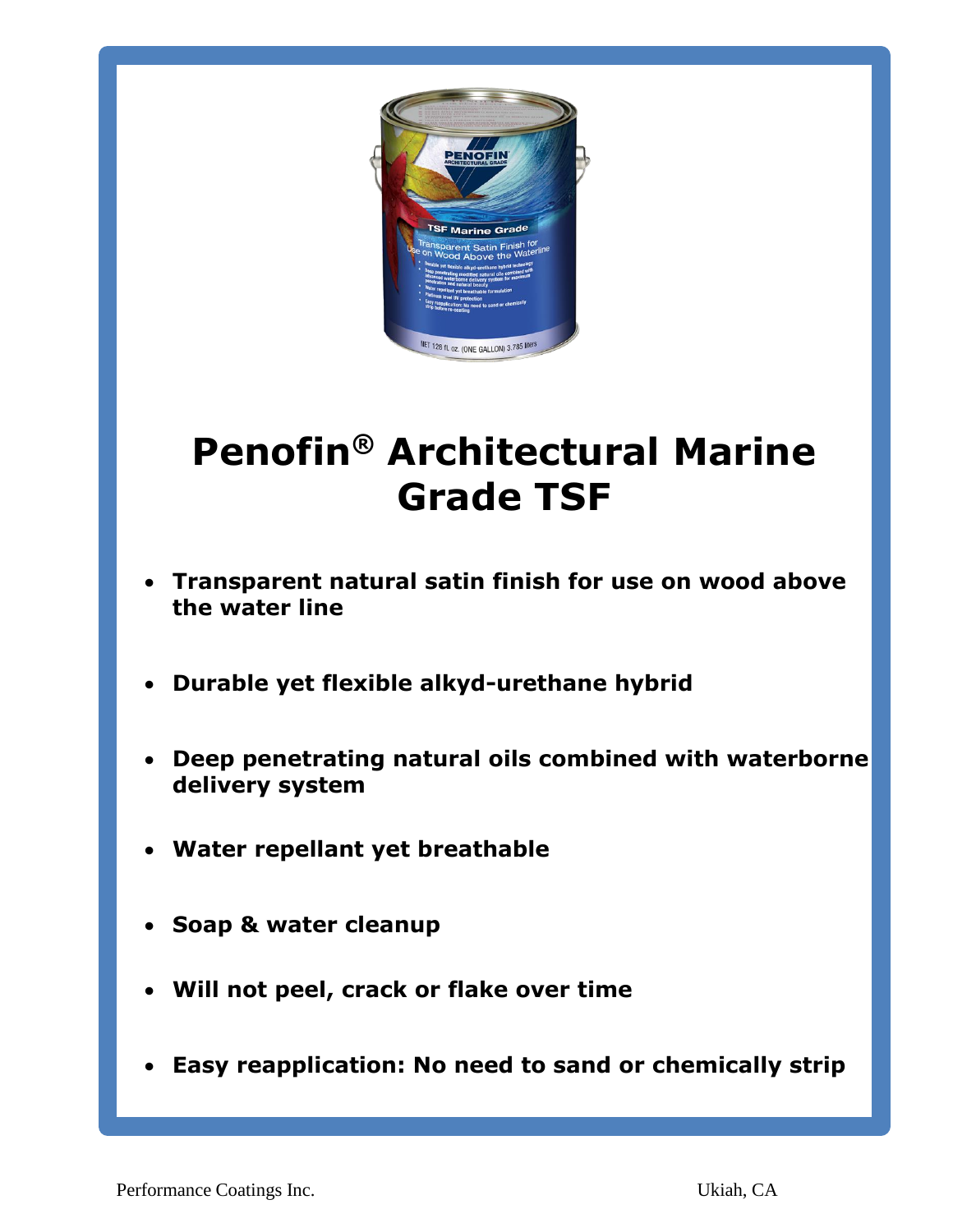# Penofin® Architectural Marine Grade TSF

- **Transparent natural satin finish for use on wood above the water line**
- **Durable yet flexible alkyd-urethane hybrid**
- **Deep penetrating natural oils combined with waterborne delivery system**
- **Water repellant yet breathable**
- **Soap & water cleanup**
- **Will not peel, crack or flake over time**
- **Easy reapplication: No need to sand or chemically strip**

Performance Coatings Inc. Ukiah, CA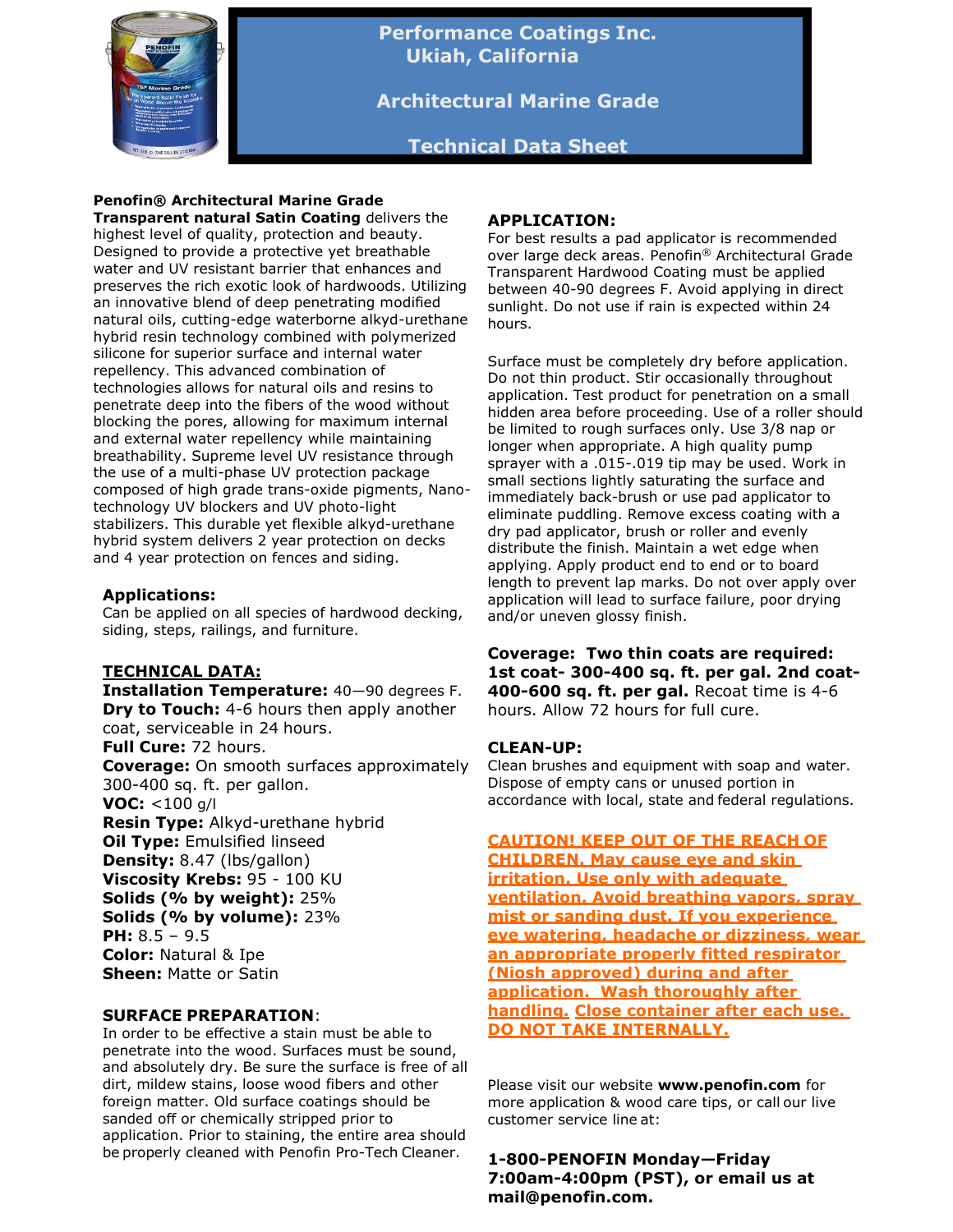# Performance Coatings Inc.
## Ukiah, California

## Architectural Marine Grade

## Technical Data Sheet

**Penofin® Architectural Marine Grade Transparent natural Satin Coating** delivers the highest level of quality, protection and beauty. Designed to provide a protective yet breathable water and UV resistant barrier that enhances and preserves the rich exotic look of hardwoods. Utilizing an innovative blend of deep penetrating modified natural oils, cutting-edge waterborne alkyd-urethane hybrid resin technology combined with polymerized silicone for superior surface and internal water repellency. This advanced combination of technologies allows for natural oils and resins to penetrate deep into the fibers of the wood without blocking the pores, allowing for maximum internal and external water repellency while maintaining breathability. Supreme level UV resistance through the use of a multi-phase UV protection package composed of high grade trans-oxide pigments, Nano-technology UV blockers and UV photo-light stabilizers. This durable yet flexible alkyd-urethane hybrid system delivers 2 year protection on decks and 4 year protection on fences and siding.

### Applications:

Can be applied on all species of hardwood decking, siding, steps, railings, and furniture.

### TECHNICAL DATA:

**Installation Temperature:** 40—90 degrees F.
**Dry to Touch:** 4-6 hours then apply another coat, serviceable in 24 hours.
**Full Cure:** 72 hours.
**Coverage:** On smooth surfaces approximately 300-400 sq. ft. per gallon.
**VOC:** <100 g/l
**Resin Type:** Alkyd-urethane hybrid
**Oil Type:** Emulsified linseed
**Density:** 8.47 (lbs/gallon)
**Viscosity Krebs:** 95 - 100 KU
**Solids (% by weight):** 25%
**Solids (% by volume):** 23%
**PH:** 8.5 – 9.5
**Color:** Natural & Ipe
**Sheen:** Matte or Satin

### SURFACE PREPARATION:

In order to be effective a stain must be able to penetrate into the wood. Surfaces must be sound, and absolutely dry. Be sure the surface is free of all dirt, mildew stains, loose wood fibers and other foreign matter. Old surface coatings should be sanded off or chemically stripped prior to application. Prior to staining, the entire area should be properly cleaned with Penofin Pro-Tech Cleaner.

### APPLICATION:

For best results a pad applicator is recommended over large deck areas. Penofin® Architectural Grade Transparent Hardwood Coating must be applied between 40-90 degrees F. Avoid applying in direct sunlight. Do not use if rain is expected within 24 hours.

Surface must be completely dry before application. Do not thin product. Stir occasionally throughout application. Test product for penetration on a small hidden area before proceeding. Use of a roller should be limited to rough surfaces only. Use 3/8 nap or longer when appropriate. A high quality pump sprayer with a .015-.019 tip may be used. Work in small sections lightly saturating the surface and immediately back-brush or use pad applicator to eliminate puddling. Remove excess coating with a dry pad applicator, brush or roller and evenly distribute the finish. Maintain a wet edge when applying. Apply product end to end or to board length to prevent lap marks. Do not over apply over application will lead to surface failure, poor drying and/or uneven glossy finish.

**Coverage: Two thin coats are required: 1st coat- 300-400 sq. ft. per gal. 2nd coat- 400-600 sq. ft. per gal.** Recoat time is 4-6 hours. Allow 72 hours for full cure.

### CLEAN-UP:

Clean brushes and equipment with soap and water. Dispose of empty cans or unused portion in accordance with local, state and federal regulations.

**CAUTION! KEEP OUT OF THE REACH OF CHILDREN. May cause eye and skin irritation. Use only with adequate ventilation. Avoid breathing vapors, spray mist or sanding dust. If you experience eye watering, headache or dizziness, wear an appropriate properly fitted respirator (Niosh approved) during and after application. Wash thoroughly after handling. Close container after each use. DO NOT TAKE INTERNALLY.**

Please visit our website **www.penofin.com** for more application & wood care tips, or call our live customer service line at:

**1-800-PENOFIN Monday—Friday 7:00am-4:00pm (PST), or email us at mail@penofin.com.**